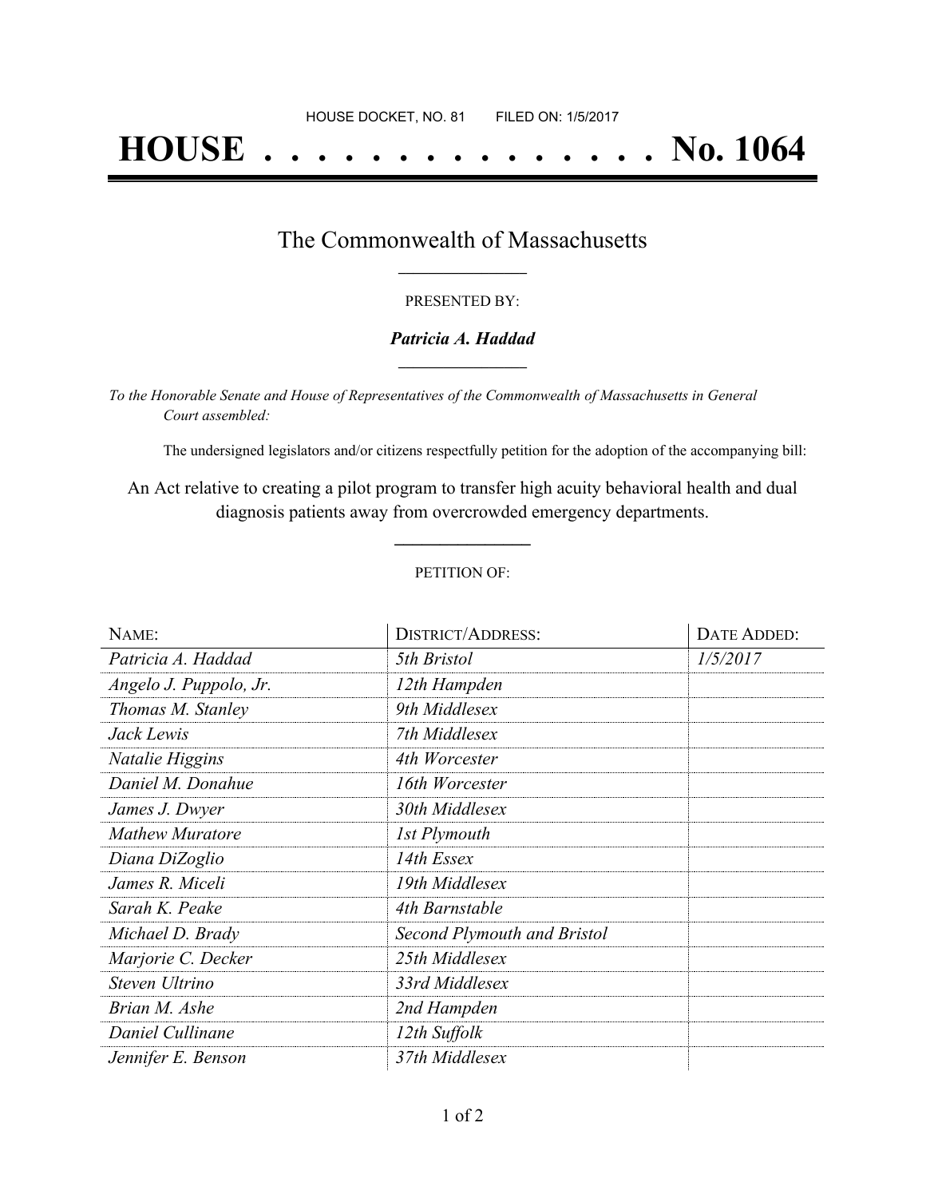HOUSE DOCKET, NO. 81 FILED ON: 1/5/2017

# HOUSE . . . . . . . . . . . . . . . No. 1064

## The Commonwealth of Massachusetts

PRESENTED BY:

***Patricia A. Haddad***

*To the Honorable Senate and House of Representatives of the Commonwealth of Massachusetts in General Court assembled:*

The undersigned legislators and/or citizens respectfully petition for the adoption of the accompanying bill:

An Act relative to creating a pilot program to transfer high acuity behavioral health and dual diagnosis patients away from overcrowded emergency departments.

PETITION OF:

| NAME: | DISTRICT/ADDRESS: | DATE ADDED: |
|---|---|---|
| *Patricia A. Haddad* | *5th Bristol* | *1/5/2017* |
| *Angelo J. Puppolo, Jr.* | *12th Hampden* | |
| *Thomas M. Stanley* | *9th Middlesex* | |
| *Jack Lewis* | *7th Middlesex* | |
| *Natalie Higgins* | *4th Worcester* | |
| *Daniel M. Donahue* | *16th Worcester* | |
| *James J. Dwyer* | *30th Middlesex* | |
| *Mathew Muratore* | *1st Plymouth* | |
| *Diana DiZoglio* | *14th Essex* | |
| *James R. Miceli* | *19th Middlesex* | |
| *Sarah K. Peake* | *4th Barnstable* | |
| *Michael D. Brady* | *Second Plymouth and Bristol* | |
| *Marjorie C. Decker* | *25th Middlesex* | |
| *Steven Ultrino* | *33rd Middlesex* | |
| *Brian M. Ashe* | *2nd Hampden* | |
| *Daniel Cullinane* | *12th Suffolk* | |
| *Jennifer E. Benson* | *37th Middlesex* | |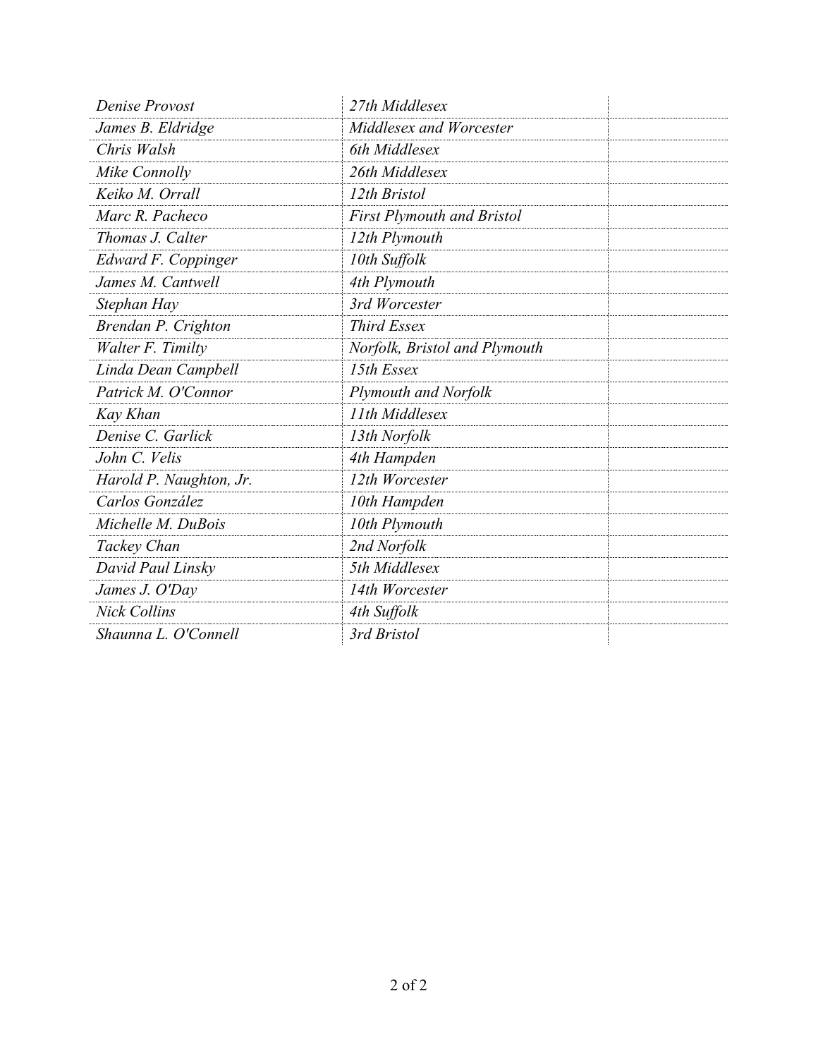| | | |
|---|---|---|
| *Denise Provost* | *27th Middlesex* | |
| *James B. Eldridge* | *Middlesex and Worcester* | |
| *Chris Walsh* | *6th Middlesex* | |
| *Mike Connolly* | *26th Middlesex* | |
| *Keiko M. Orrall* | *12th Bristol* | |
| *Marc R. Pacheco* | *First Plymouth and Bristol* | |
| *Thomas J. Calter* | *12th Plymouth* | |
| *Edward F. Coppinger* | *10th Suffolk* | |
| *James M. Cantwell* | *4th Plymouth* | |
| *Stephan Hay* | *3rd Worcester* | |
| *Brendan P. Crighton* | *Third Essex* | |
| *Walter F. Timilty* | *Norfolk, Bristol and Plymouth* | |
| *Linda Dean Campbell* | *15th Essex* | |
| *Patrick M. O'Connor* | *Plymouth and Norfolk* | |
| *Kay Khan* | *11th Middlesex* | |
| *Denise C. Garlick* | *13th Norfolk* | |
| *John C. Velis* | *4th Hampden* | |
| *Harold P. Naughton, Jr.* | *12th Worcester* | |
| *Carlos González* | *10th Hampden* | |
| *Michelle M. DuBois* | *10th Plymouth* | |
| *Tackey Chan* | *2nd Norfolk* | |
| *David Paul Linsky* | *5th Middlesex* | |
| *James J. O'Day* | *14th Worcester* | |
| *Nick Collins* | *4th Suffolk* | |
| *Shaunna L. O'Connell* | *3rd Bristol* | |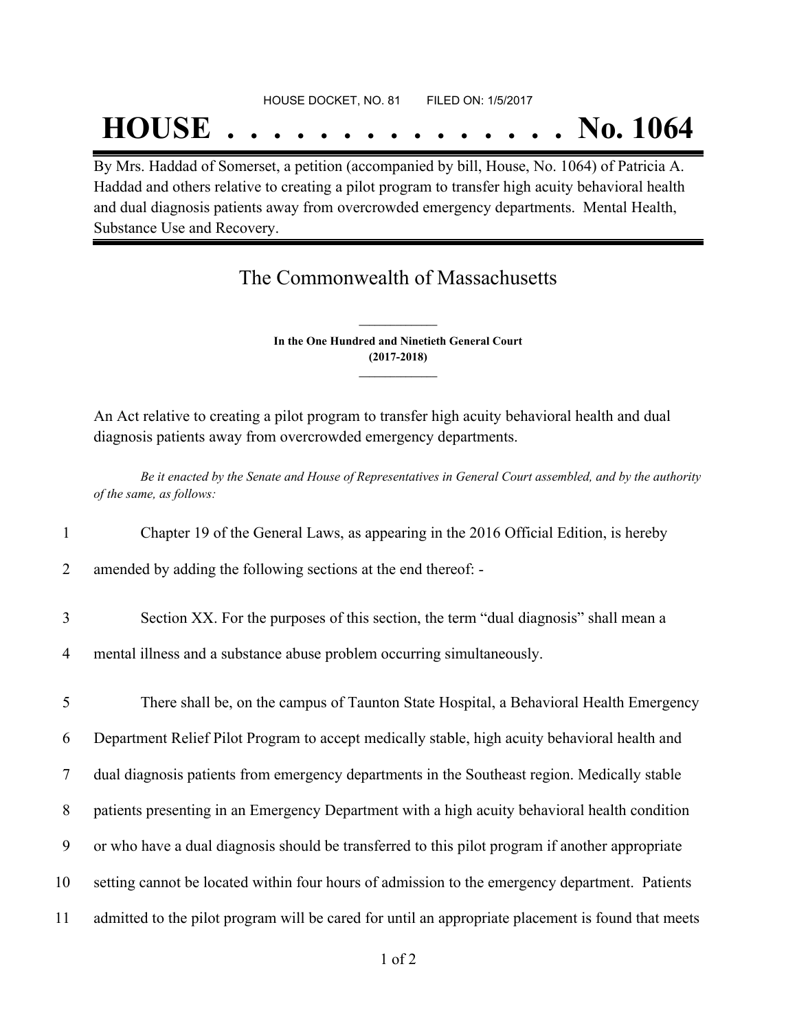HOUSE DOCKET, NO. 81 FILED ON: 1/5/2017

# HOUSE . . . . . . . . . . . . . . . No. 1064

By Mrs. Haddad of Somerset, a petition (accompanied by bill, House, No. 1064) of Patricia A. Haddad and others relative to creating a pilot program to transfer high acuity behavioral health and dual diagnosis patients away from overcrowded emergency departments. Mental Health, Substance Use and Recovery.

## The Commonwealth of Massachusetts

**In the One Hundred and Ninetieth General Court**
**(2017-2018)**

An Act relative to creating a pilot program to transfer high acuity behavioral health and dual diagnosis patients away from overcrowded emergency departments.

*Be it enacted by the Senate and House of Representatives in General Court assembled, and by the authority of the same, as follows:*

1 Chapter 19 of the General Laws, as appearing in the 2016 Official Edition, is hereby
2 amended by adding the following sections at the end thereof: -

3 Section XX. For the purposes of this section, the term “dual diagnosis” shall mean a
4 mental illness and a substance abuse problem occurring simultaneously.

5 There shall be, on the campus of Taunton State Hospital, a Behavioral Health Emergency
6 Department Relief Pilot Program to accept medically stable, high acuity behavioral health and
7 dual diagnosis patients from emergency departments in the Southeast region. Medically stable
8 patients presenting in an Emergency Department with a high acuity behavioral health condition
9 or who have a dual diagnosis should be transferred to this pilot program if another appropriate
10 setting cannot be located within four hours of admission to the emergency department. Patients
11 admitted to the pilot program will be cared for until an appropriate placement is found that meets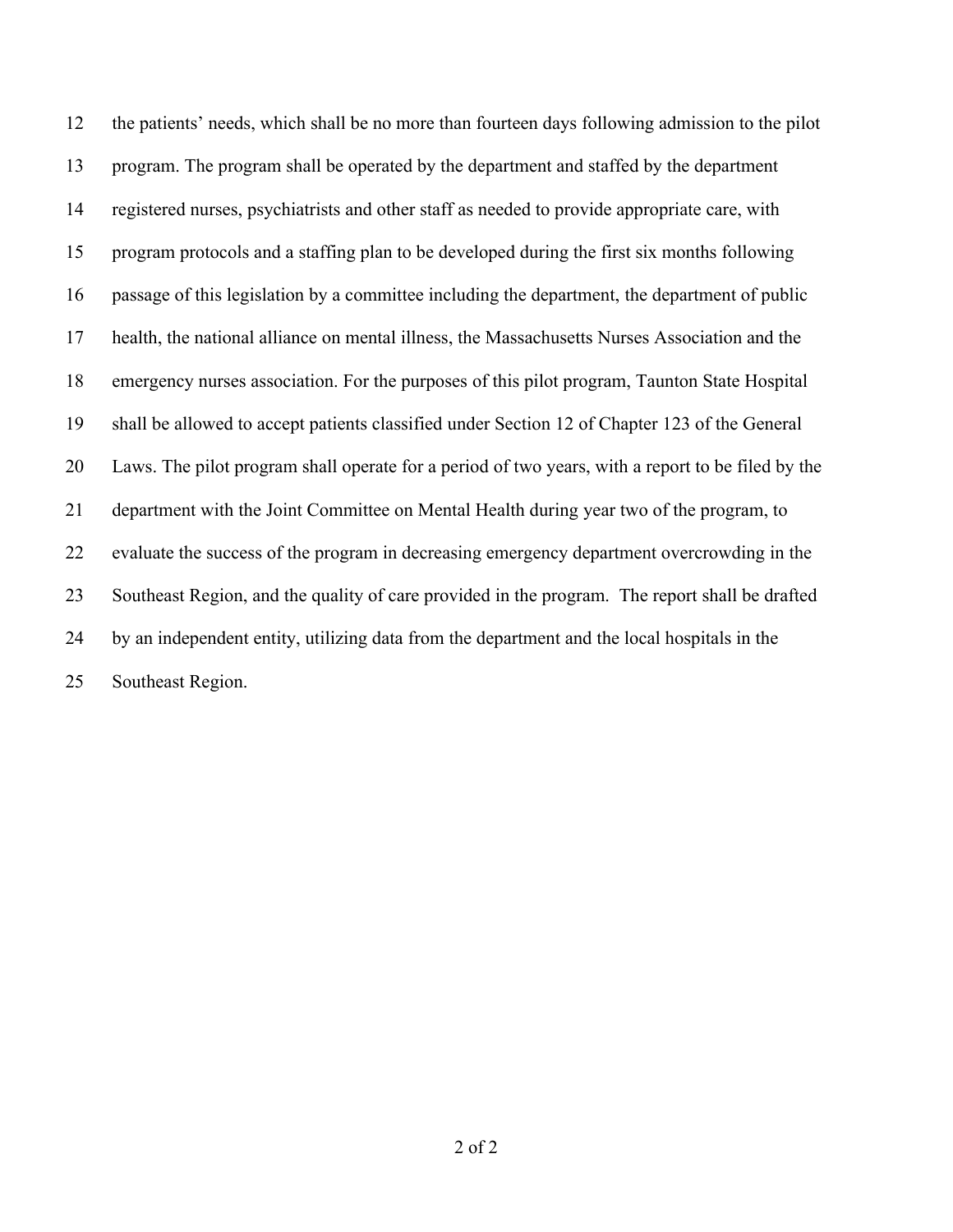the patients' needs, which shall be no more than fourteen days following admission to the pilot program. The program shall be operated by the department and staffed by the department registered nurses, psychiatrists and other staff as needed to provide appropriate care, with program protocols and a staffing plan to be developed during the first six months following passage of this legislation by a committee including the department, the department of public health, the national alliance on mental illness, the Massachusetts Nurses Association and the emergency nurses association. For the purposes of this pilot program, Taunton State Hospital shall be allowed to accept patients classified under Section 12 of Chapter 123 of the General Laws. The pilot program shall operate for a period of two years, with a report to be filed by the department with the Joint Committee on Mental Health during year two of the program, to evaluate the success of the program in decreasing emergency department overcrowding in the Southeast Region, and the quality of care provided in the program. The report shall be drafted by an independent entity, utilizing data from the department and the local hospitals in the Southeast Region.